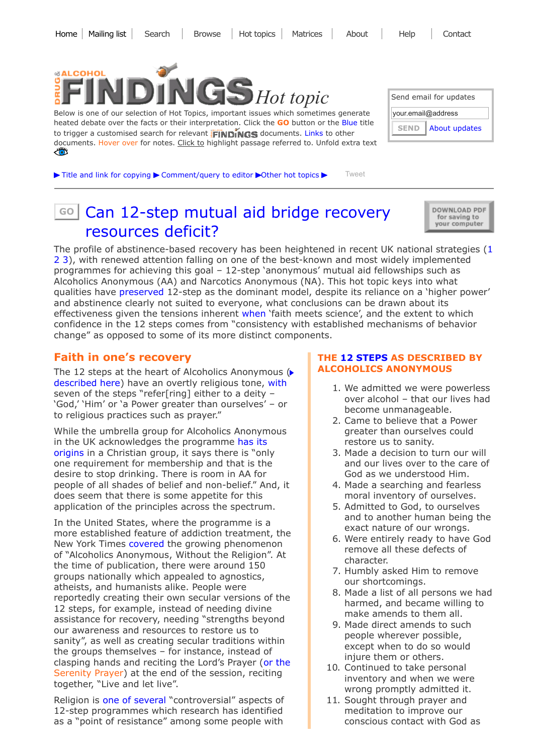Home | Mailing list | Search | Browse | Hot topics | Matrices | About | Help | Contact

# DRUG & ALCOHOL FINDINGS *Hot topic*

Below is one of our selection of Hot Topics, important issues which sometimes generate heated debate over the facts or their interpretation. Click the GO button or the Blue title to trigger a customised search for relevant FINDINGS documents. Links to other documents. Hover over for notes. Click to highlight passage referred to. Unfold extra text

Send email for updates

your.email@address

SEND | About updates

▶ Title and link for copying ▶ Comment/query to editor ▶Other hot topics ▶ Tweet

## GO Can 12-step mutual aid bridge recovery resources deficit?

DOWNLOAD PDF for saving to your computer

The profile of abstinence-based recovery has been heightened in recent UK national strategies (1 2 3), with renewed attention falling on one of the best-known and most widely implemented programmes for achieving this goal – 12-step 'anonymous' mutual aid fellowships such as Alcoholics Anonymous (AA) and Narcotics Anonymous (NA). This hot topic keys into what qualities have preserved 12-step as the dominant model, despite its reliance on a 'higher power' and abstinence clearly not suited to everyone, what conclusions can be drawn about its effectiveness given the tensions inherent when 'faith meets science', and the extent to which confidence in the 12 steps comes from "consistency with established mechanisms of behavior change" as opposed to some of its more distinct components.

### Faith in one's recovery

The 12 steps at the heart of Alcoholics Anonymous (▶ described here) have an overtly religious tone, with seven of the steps "refer[ring] either to a deity – 'God,' 'Him' or 'a Power greater than ourselves' – or to religious practices such as prayer."

While the umbrella group for Alcoholics Anonymous in the UK acknowledges the programme has its origins in a Christian group, it says there is "only one requirement for membership and that is the desire to stop drinking. There is room in AA for people of all shades of belief and non-belief." And, it does seem that there is some appetite for this application of the principles across the spectrum.

In the United States, where the programme is a more established feature of addiction treatment, the New York Times covered the growing phenomenon of "Alcoholics Anonymous, Without the Religion". At the time of publication, there were around 150 groups nationally which appealed to agnostics, atheists, and humanists alike. People were reportedly creating their own secular versions of the 12 steps, for example, instead of needing divine assistance for recovery, needing "strengths beyond our awareness and resources to restore us to sanity", as well as creating secular traditions within the groups themselves – for instance, instead of clasping hands and reciting the Lord's Prayer (or the Serenity Prayer) at the end of the session, reciting together, "Live and let live".

Religion is one of several "controversial" aspects of 12-step programmes which research has identified as a "point of resistance" among some people with

### THE 12 STEPS AS DESCRIBED BY ALCOHOLICS ANONYMOUS

1. We admitted we were powerless over alcohol – that our lives had become unmanageable.
2. Came to believe that a Power greater than ourselves could restore us to sanity.
3. Made a decision to turn our will and our lives over to the care of God as we understood Him.
4. Made a searching and fearless moral inventory of ourselves.
5. Admitted to God, to ourselves and to another human being the exact nature of our wrongs.
6. Were entirely ready to have God remove all these defects of character.
7. Humbly asked Him to remove our shortcomings.
8. Made a list of all persons we had harmed, and became willing to make amends to them all.
9. Made direct amends to such people wherever possible, except when to do so would injure them or others.
10. Continued to take personal inventory and when we were wrong promptly admitted it.
11. Sought through prayer and meditation to improve our conscious contact with God as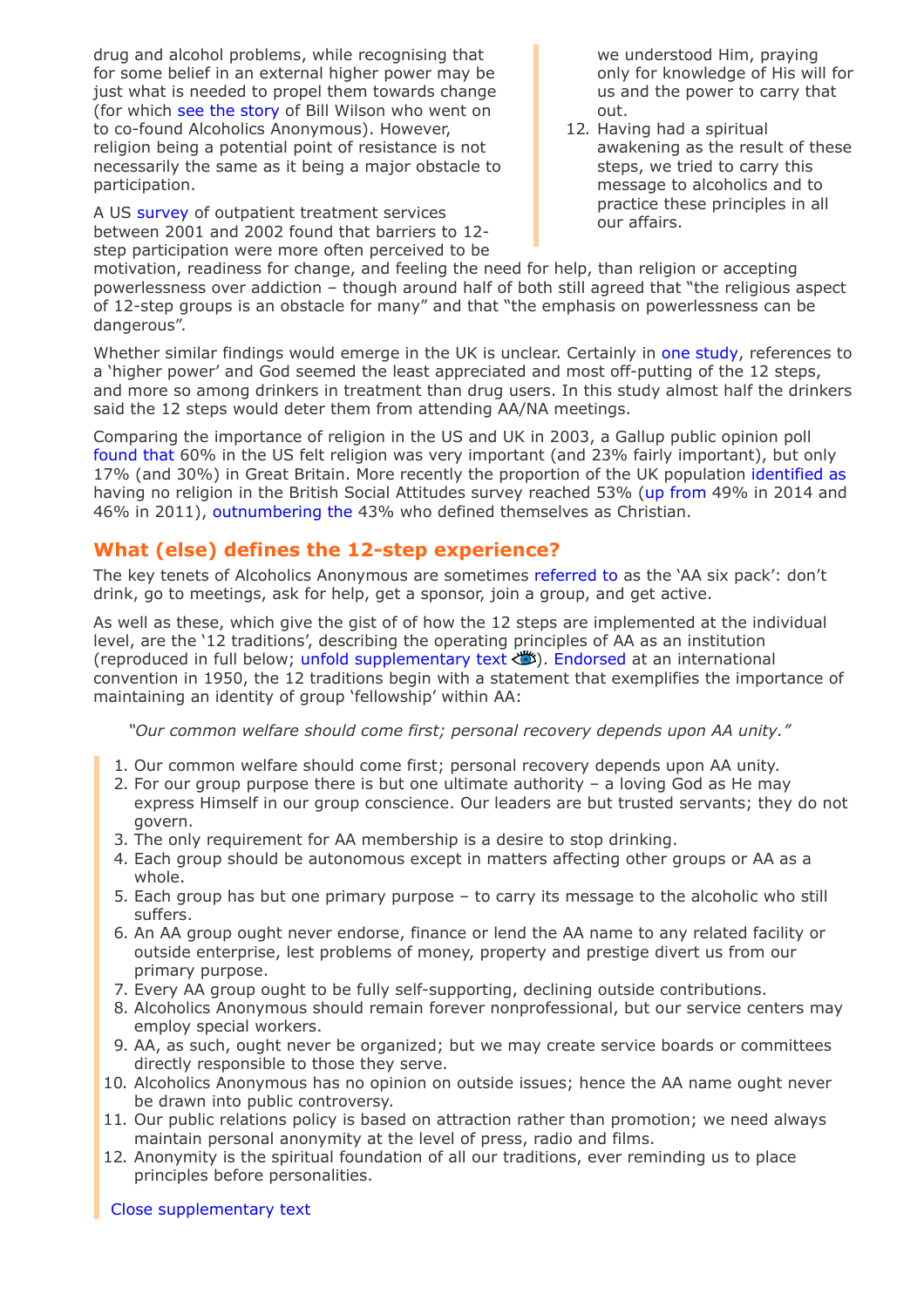drug and alcohol problems, while recognising that for some belief in an external higher power may be just what is needed to propel them towards change (for which see the story of Bill Wilson who went on to co-found Alcoholics Anonymous). However, religion being a potential point of resistance is not necessarily the same as it being a major obstacle to participation.

A US survey of outpatient treatment services between 2001 and 2002 found that barriers to 12-step participation were more often perceived to be motivation, readiness for change, and feeling the need for help, than religion or accepting powerlessness over addiction – though around half of both still agreed that "the religious aspect of 12-step groups is an obstacle for many" and that "the emphasis on powerlessness can be dangerous".

we understood Him, praying only for knowledge of His will for us and the power to carry that out.

12. Having had a spiritual awakening as the result of these steps, we tried to carry this message to alcoholics and to practice these principles in all our affairs.

Whether similar findings would emerge in the UK is unclear. Certainly in one study, references to a 'higher power' and God seemed the least appreciated and most off-putting of the 12 steps, and more so among drinkers in treatment than drug users. In this study almost half the drinkers said the 12 steps would deter them from attending AA/NA meetings.

Comparing the importance of religion in the US and UK in 2003, a Gallup public opinion poll found that 60% in the US felt religion was very important (and 23% fairly important), but only 17% (and 30%) in Great Britain. More recently the proportion of the UK population identified as having no religion in the British Social Attitudes survey reached 53% (up from 49% in 2014 and 46% in 2011), outnumbering the 43% who defined themselves as Christian.

## What (else) defines the 12-step experience?

The key tenets of Alcoholics Anonymous are sometimes referred to as the 'AA six pack': don't drink, go to meetings, ask for help, get a sponsor, join a group, and get active.

As well as these, which give the gist of of how the 12 steps are implemented at the individual level, are the '12 traditions', describing the operating principles of AA as an institution (reproduced in full below; unfold supplementary text). Endorsed at an international convention in 1950, the 12 traditions begin with a statement that exemplifies the importance of maintaining an identity of group 'fellowship' within AA:

*"Our common welfare should come first; personal recovery depends upon AA unity."*

1. Our common welfare should come first; personal recovery depends upon AA unity.
2. For our group purpose there is but one ultimate authority – a loving God as He may express Himself in our group conscience. Our leaders are but trusted servants; they do not govern.
3. The only requirement for AA membership is a desire to stop drinking.
4. Each group should be autonomous except in matters affecting other groups or AA as a whole.
5. Each group has but one primary purpose – to carry its message to the alcoholic who still suffers.
6. An AA group ought never endorse, finance or lend the AA name to any related facility or outside enterprise, lest problems of money, property and prestige divert us from our primary purpose.
7. Every AA group ought to be fully self-supporting, declining outside contributions.
8. Alcoholics Anonymous should remain forever nonprofessional, but our service centers may employ special workers.
9. AA, as such, ought never be organized; but we may create service boards or committees directly responsible to those they serve.
10. Alcoholics Anonymous has no opinion on outside issues; hence the AA name ought never be drawn into public controversy.
11. Our public relations policy is based on attraction rather than promotion; we need always maintain personal anonymity at the level of press, radio and films.
12. Anonymity is the spiritual foundation of all our traditions, ever reminding us to place principles before personalities.

Close supplementary text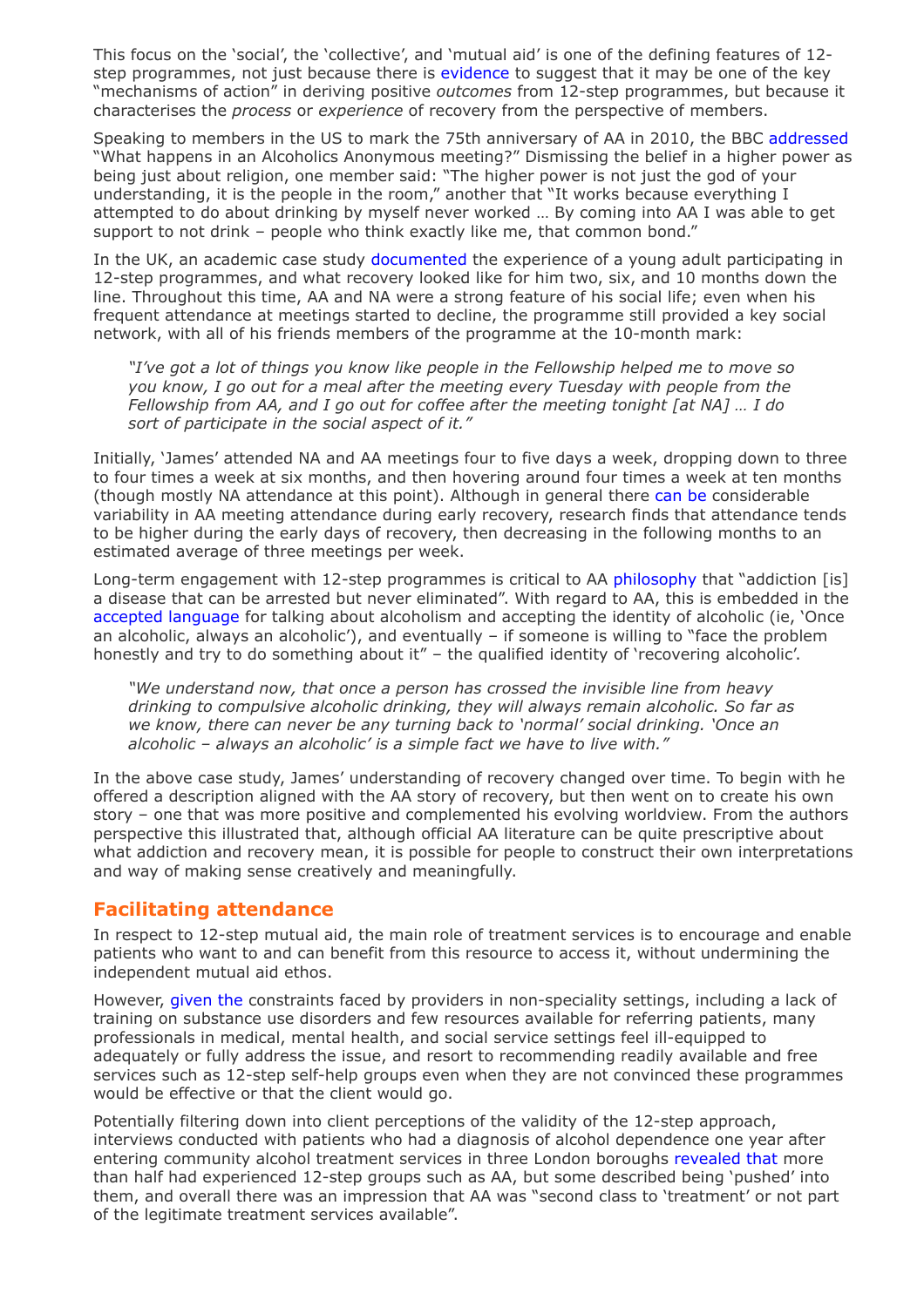This focus on the 'social', the 'collective', and 'mutual aid' is one of the defining features of 12-step programmes, not just because there is evidence to suggest that it may be one of the key "mechanisms of action" in deriving positive *outcomes* from 12-step programmes, but because it characterises the *process* or *experience* of recovery from the perspective of members.

Speaking to members in the US to mark the 75th anniversary of AA in 2010, the BBC addressed "What happens in an Alcoholics Anonymous meeting?" Dismissing the belief in a higher power as being just about religion, one member said: "The higher power is not just the god of your understanding, it is the people in the room," another that "It works because everything I attempted to do about drinking by myself never worked … By coming into AA I was able to get support to not drink – people who think exactly like me, that common bond."

In the UK, an academic case study documented the experience of a young adult participating in 12-step programmes, and what recovery looked like for him two, six, and 10 months down the line. Throughout this time, AA and NA were a strong feature of his social life; even when his frequent attendance at meetings started to decline, the programme still provided a key social network, with all of his friends members of the programme at the 10-month mark:

> *"I've got a lot of things you know like people in the Fellowship helped me to move so you know, I go out for a meal after the meeting every Tuesday with people from the Fellowship from AA, and I go out for coffee after the meeting tonight [at NA] … I do sort of participate in the social aspect of it."*

Initially, 'James' attended NA and AA meetings four to five days a week, dropping down to three to four times a week at six months, and then hovering around four times a week at ten months (though mostly NA attendance at this point). Although in general there can be considerable variability in AA meeting attendance during early recovery, research finds that attendance tends to be higher during the early days of recovery, then decreasing in the following months to an estimated average of three meetings per week.

Long-term engagement with 12-step programmes is critical to AA philosophy that "addiction [is] a disease that can be arrested but never eliminated". With regard to AA, this is embedded in the accepted language for talking about alcoholism and accepting the identity of alcoholic (ie, 'Once an alcoholic, always an alcoholic'), and eventually – if someone is willing to "face the problem honestly and try to do something about it" – the qualified identity of 'recovering alcoholic'.

> *"We understand now, that once a person has crossed the invisible line from heavy drinking to compulsive alcoholic drinking, they will always remain alcoholic. So far as we know, there can never be any turning back to 'normal' social drinking. 'Once an alcoholic – always an alcoholic' is a simple fact we have to live with."*

In the above case study, James' understanding of recovery changed over time. To begin with he offered a description aligned with the AA story of recovery, but then went on to create his own story – one that was more positive and complemented his evolving worldview. From the authors perspective this illustrated that, although official AA literature can be quite prescriptive about what addiction and recovery mean, it is possible for people to construct their own interpretations and way of making sense creatively and meaningfully.

## Facilitating attendance

In respect to 12-step mutual aid, the main role of treatment services is to encourage and enable patients who want to and can benefit from this resource to access it, without undermining the independent mutual aid ethos.

However, given the constraints faced by providers in non-speciality settings, including a lack of training on substance use disorders and few resources available for referring patients, many professionals in medical, mental health, and social service settings feel ill-equipped to adequately or fully address the issue, and resort to recommending readily available and free services such as 12-step self-help groups even when they are not convinced these programmes would be effective or that the client would go.

Potentially filtering down into client perceptions of the validity of the 12-step approach, interviews conducted with patients who had a diagnosis of alcohol dependence one year after entering community alcohol treatment services in three London boroughs revealed that more than half had experienced 12-step groups such as AA, but some described being 'pushed' into them, and overall there was an impression that AA was "second class to 'treatment' or not part of the legitimate treatment services available".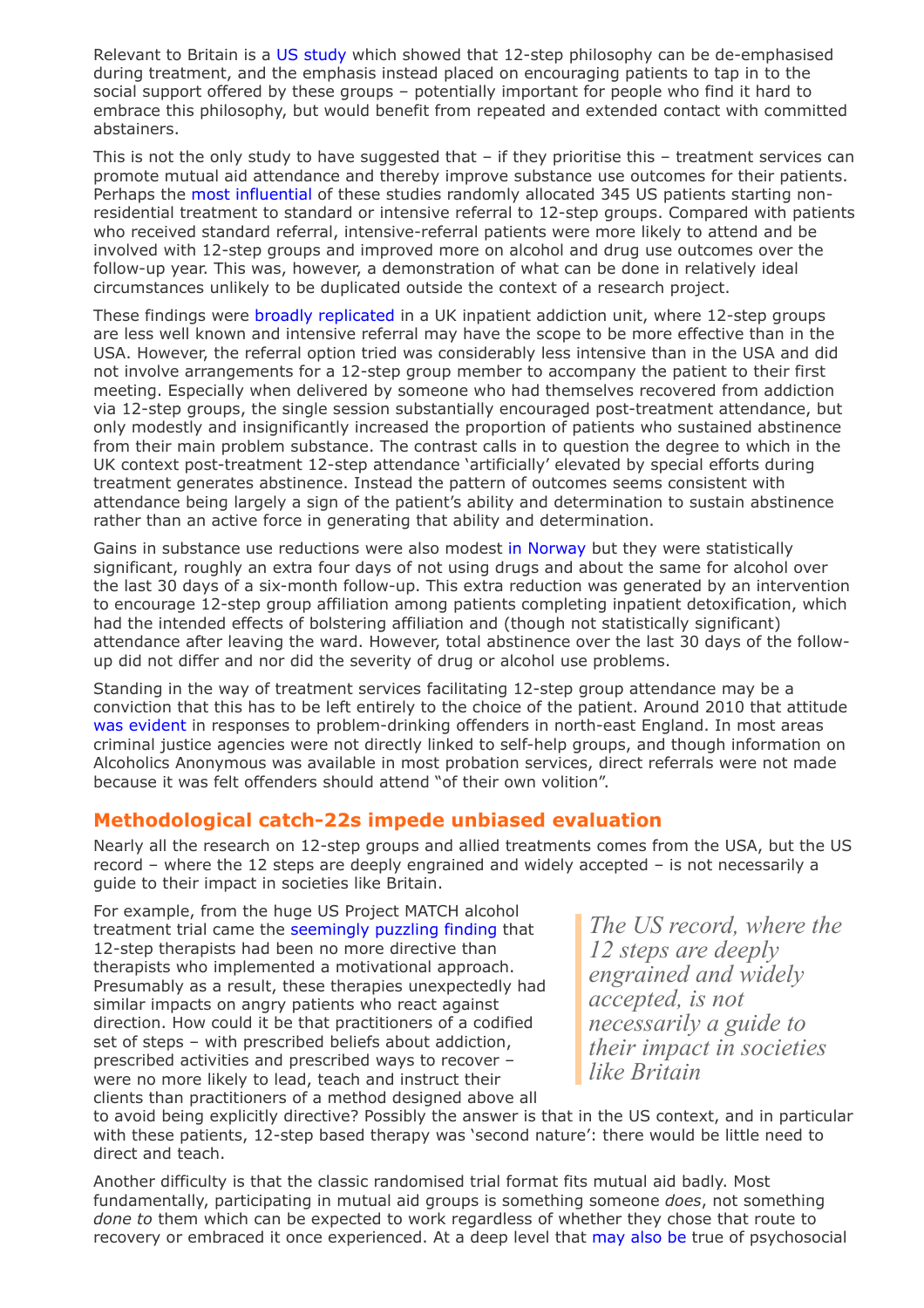Relevant to Britain is a US study which showed that 12-step philosophy can be de-emphasised during treatment, and the emphasis instead placed on encouraging patients to tap in to the social support offered by these groups – potentially important for people who find it hard to embrace this philosophy, but would benefit from repeated and extended contact with committed abstainers.

This is not the only study to have suggested that – if they prioritise this – treatment services can promote mutual aid attendance and thereby improve substance use outcomes for their patients. Perhaps the most influential of these studies randomly allocated 345 US patients starting non-residential treatment to standard or intensive referral to 12-step groups. Compared with patients who received standard referral, intensive-referral patients were more likely to attend and be involved with 12-step groups and improved more on alcohol and drug use outcomes over the follow-up year. This was, however, a demonstration of what can be done in relatively ideal circumstances unlikely to be duplicated outside the context of a research project.

These findings were broadly replicated in a UK inpatient addiction unit, where 12-step groups are less well known and intensive referral may have the scope to be more effective than in the USA. However, the referral option tried was considerably less intensive than in the USA and did not involve arrangements for a 12-step group member to accompany the patient to their first meeting. Especially when delivered by someone who had themselves recovered from addiction via 12-step groups, the single session substantially encouraged post-treatment attendance, but only modestly and insignificantly increased the proportion of patients who sustained abstinence from their main problem substance. The contrast calls in to question the degree to which in the UK context post-treatment 12-step attendance 'artificially' elevated by special efforts during treatment generates abstinence. Instead the pattern of outcomes seems consistent with attendance being largely a sign of the patient's ability and determination to sustain abstinence rather than an active force in generating that ability and determination.

Gains in substance use reductions were also modest in Norway but they were statistically significant, roughly an extra four days of not using drugs and about the same for alcohol over the last 30 days of a six-month follow-up. This extra reduction was generated by an intervention to encourage 12-step group affiliation among patients completing inpatient detoxification, which had the intended effects of bolstering affiliation and (though not statistically significant) attendance after leaving the ward. However, total abstinence over the last 30 days of the follow-up did not differ and nor did the severity of drug or alcohol use problems.

Standing in the way of treatment services facilitating 12-step group attendance may be a conviction that this has to be left entirely to the choice of the patient. Around 2010 that attitude was evident in responses to problem-drinking offenders in north-east England. In most areas criminal justice agencies were not directly linked to self-help groups, and though information on Alcoholics Anonymous was available in most probation services, direct referrals were not made because it was felt offenders should attend "of their own volition".

## Methodological catch-22s impede unbiased evaluation

Nearly all the research on 12-step groups and allied treatments comes from the USA, but the US record – where the 12 steps are deeply engrained and widely accepted – is not necessarily a guide to their impact in societies like Britain.

> *The US record, where the 12 steps are deeply engrained and widely accepted, is not necessarily a guide to their impact in societies like Britain*

For example, from the huge US Project MATCH alcohol treatment trial came the seemingly puzzling finding that 12-step therapists had been no more directive than therapists who implemented a motivational approach. Presumably as a result, these therapies unexpectedly had similar impacts on angry patients who react against direction. How could it be that practitioners of a codified set of steps – with prescribed beliefs about addiction, prescribed activities and prescribed ways to recover – were no more likely to lead, teach and instruct their clients than practitioners of a method designed above all to avoid being explicitly directive? Possibly the answer is that in the US context, and in particular with these patients, 12-step based therapy was 'second nature': there would be little need to direct and teach.

Another difficulty is that the classic randomised trial format fits mutual aid badly. Most fundamentally, participating in mutual aid groups is something someone *does*, not something *done to* them which can be expected to work regardless of whether they chose that route to recovery or embraced it once experienced. At a deep level that may also be true of psychosocial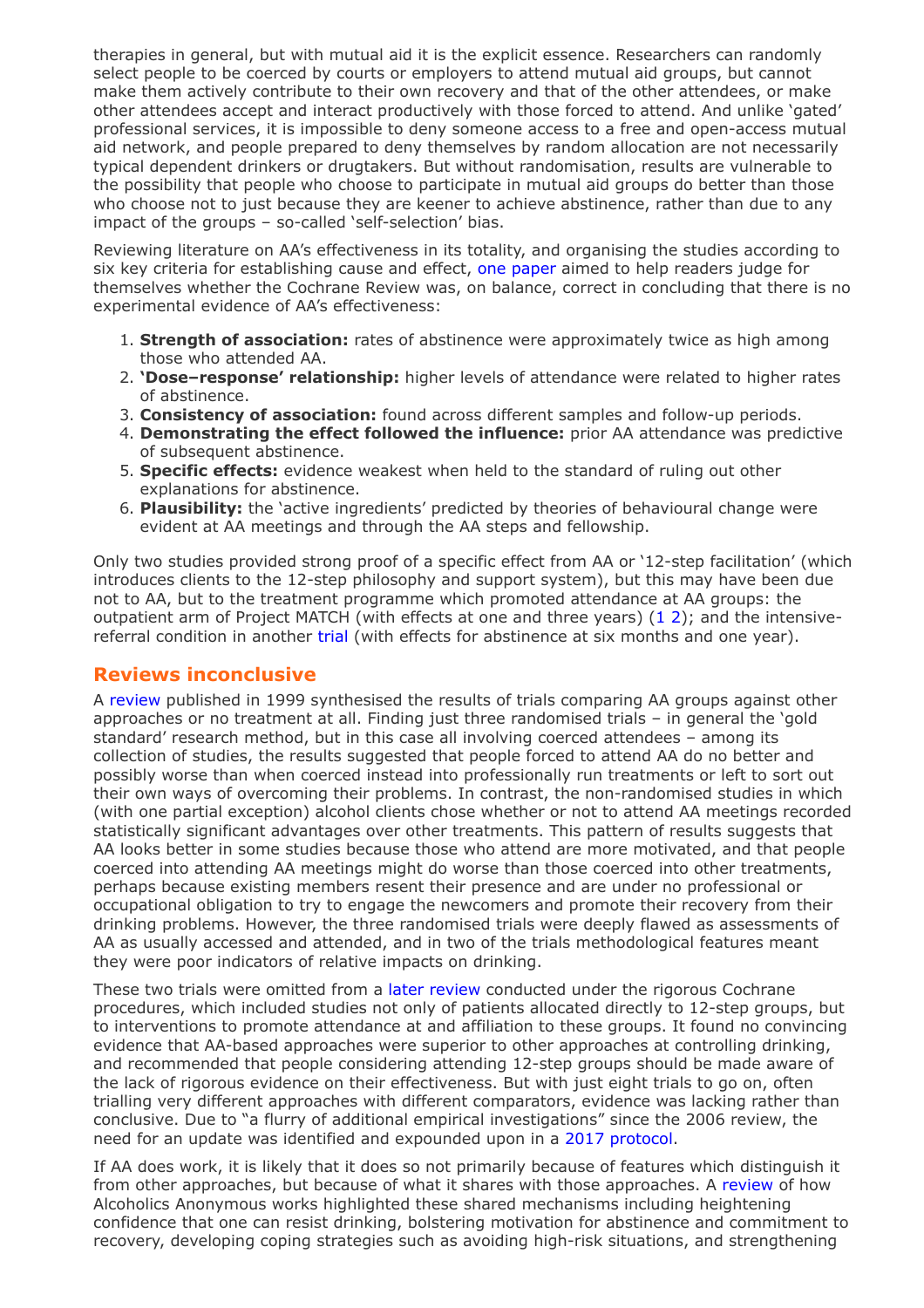therapies in general, but with mutual aid it is the explicit essence. Researchers can randomly select people to be coerced by courts or employers to attend mutual aid groups, but cannot make them actively contribute to their own recovery and that of the other attendees, or make other attendees accept and interact productively with those forced to attend. And unlike 'gated' professional services, it is impossible to deny someone access to a free and open-access mutual aid network, and people prepared to deny themselves by random allocation are not necessarily typical dependent drinkers or drugtakers. But without randomisation, results are vulnerable to the possibility that people who choose to participate in mutual aid groups do better than those who choose not to just because they are keener to achieve abstinence, rather than due to any impact of the groups – so-called 'self-selection' bias.

Reviewing literature on AA's effectiveness in its totality, and organising the studies according to six key criteria for establishing cause and effect, one paper aimed to help readers judge for themselves whether the Cochrane Review was, on balance, correct in concluding that there is no experimental evidence of AA's effectiveness:

1. **Strength of association:** rates of abstinence were approximately twice as high among those who attended AA.
2. **'Dose–response' relationship:** higher levels of attendance were related to higher rates of abstinence.
3. **Consistency of association:** found across different samples and follow-up periods.
4. **Demonstrating the effect followed the influence:** prior AA attendance was predictive of subsequent abstinence.
5. **Specific effects:** evidence weakest when held to the standard of ruling out other explanations for abstinence.
6. **Plausibility:** the 'active ingredients' predicted by theories of behavioural change were evident at AA meetings and through the AA steps and fellowship.

Only two studies provided strong proof of a specific effect from AA or '12-step facilitation' (which introduces clients to the 12-step philosophy and support system), but this may have been due not to AA, but to the treatment programme which promoted attendance at AA groups: the outpatient arm of Project MATCH (with effects at one and three years) (1 2); and the intensive-referral condition in another trial (with effects for abstinence at six months and one year).

## Reviews inconclusive

A review published in 1999 synthesised the results of trials comparing AA groups against other approaches or no treatment at all. Finding just three randomised trials – in general the 'gold standard' research method, but in this case all involving coerced attendees – among its collection of studies, the results suggested that people forced to attend AA do no better and possibly worse than when coerced instead into professionally run treatments or left to sort out their own ways of overcoming their problems. In contrast, the non-randomised studies in which (with one partial exception) alcohol clients chose whether or not to attend AA meetings recorded statistically significant advantages over other treatments. This pattern of results suggests that AA looks better in some studies because those who attend are more motivated, and that people coerced into attending AA meetings might do worse than those coerced into other treatments, perhaps because existing members resent their presence and are under no professional or occupational obligation to try to engage the newcomers and promote their recovery from their drinking problems. However, the three randomised trials were deeply flawed as assessments of AA as usually accessed and attended, and in two of the trials methodological features meant they were poor indicators of relative impacts on drinking.

These two trials were omitted from a later review conducted under the rigorous Cochrane procedures, which included studies not only of patients allocated directly to 12-step groups, but to interventions to promote attendance at and affiliation to these groups. It found no convincing evidence that AA-based approaches were superior to other approaches at controlling drinking, and recommended that people considering attending 12-step groups should be made aware of the lack of rigorous evidence on their effectiveness. But with just eight trials to go on, often trialling very different approaches with different comparators, evidence was lacking rather than conclusive. Due to "a flurry of additional empirical investigations" since the 2006 review, the need for an update was identified and expounded upon in a 2017 protocol.

If AA does work, it is likely that it does so not primarily because of features which distinguish it from other approaches, but because of what it shares with those approaches. A review of how Alcoholics Anonymous works highlighted these shared mechanisms including heightening confidence that one can resist drinking, bolstering motivation for abstinence and commitment to recovery, developing coping strategies such as avoiding high-risk situations, and strengthening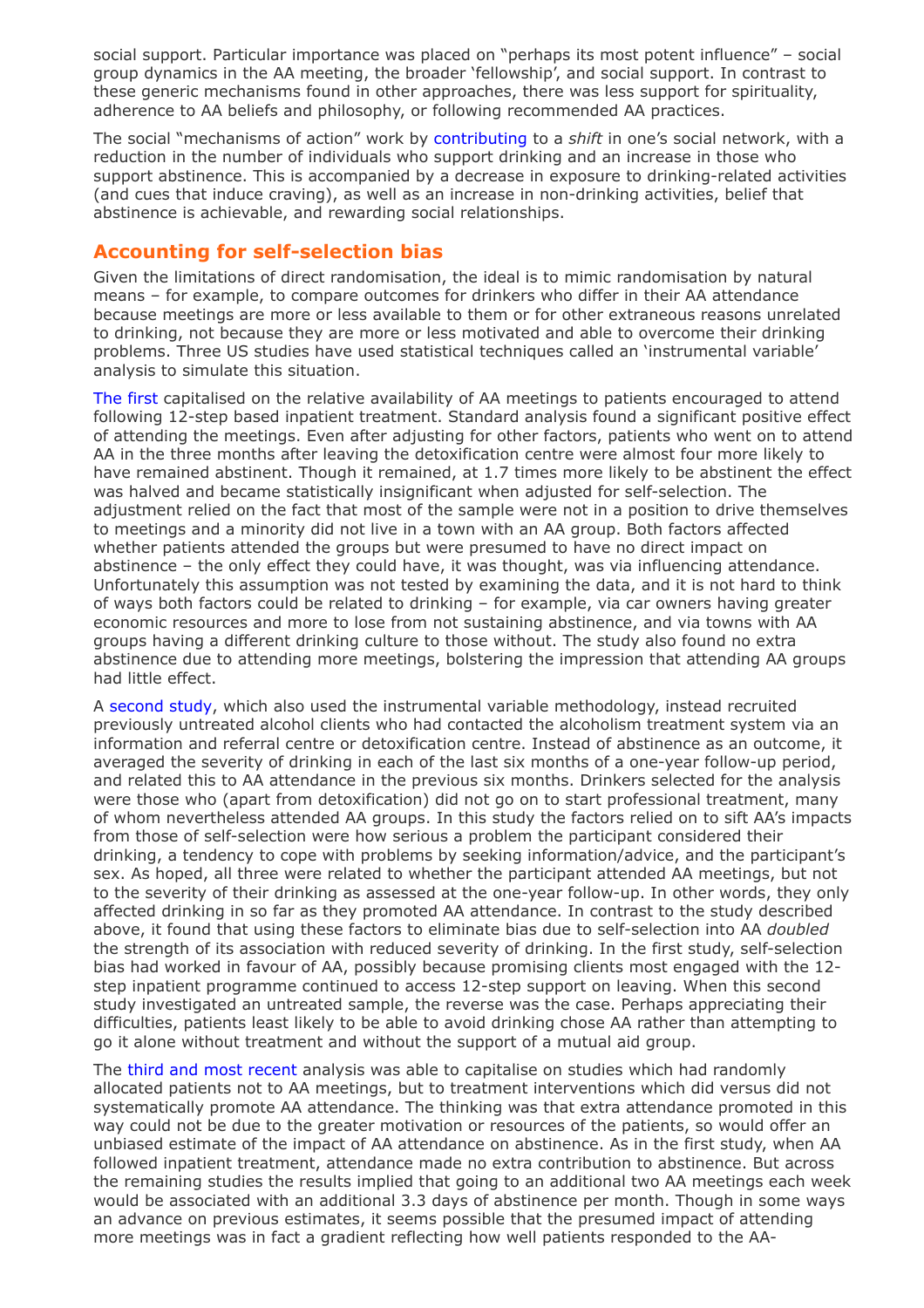social support. Particular importance was placed on "perhaps its most potent influence" – social group dynamics in the AA meeting, the broader 'fellowship', and social support. In contrast to these generic mechanisms found in other approaches, there was less support for spirituality, adherence to AA beliefs and philosophy, or following recommended AA practices.

The social "mechanisms of action" work by contributing to a *shift* in one's social network, with a reduction in the number of individuals who support drinking and an increase in those who support abstinence. This is accompanied by a decrease in exposure to drinking-related activities (and cues that induce craving), as well as an increase in non-drinking activities, belief that abstinence is achievable, and rewarding social relationships.

## Accounting for self-selection bias

Given the limitations of direct randomisation, the ideal is to mimic randomisation by natural means – for example, to compare outcomes for drinkers who differ in their AA attendance because meetings are more or less available to them or for other extraneous reasons unrelated to drinking, not because they are more or less motivated and able to overcome their drinking problems. Three US studies have used statistical techniques called an 'instrumental variable' analysis to simulate this situation.

The first capitalised on the relative availability of AA meetings to patients encouraged to attend following 12-step based inpatient treatment. Standard analysis found a significant positive effect of attending the meetings. Even after adjusting for other factors, patients who went on to attend AA in the three months after leaving the detoxification centre were almost four more likely to have remained abstinent. Though it remained, at 1.7 times more likely to be abstinent the effect was halved and became statistically insignificant when adjusted for self-selection. The adjustment relied on the fact that most of the sample were not in a position to drive themselves to meetings and a minority did not live in a town with an AA group. Both factors affected whether patients attended the groups but were presumed to have no direct impact on abstinence – the only effect they could have, it was thought, was via influencing attendance. Unfortunately this assumption was not tested by examining the data, and it is not hard to think of ways both factors could be related to drinking – for example, via car owners having greater economic resources and more to lose from not sustaining abstinence, and via towns with AA groups having a different drinking culture to those without. The study also found no extra abstinence due to attending more meetings, bolstering the impression that attending AA groups had little effect.

A second study, which also used the instrumental variable methodology, instead recruited previously untreated alcohol clients who had contacted the alcoholism treatment system via an information and referral centre or detoxification centre. Instead of abstinence as an outcome, it averaged the severity of drinking in each of the last six months of a one-year follow-up period, and related this to AA attendance in the previous six months. Drinkers selected for the analysis were those who (apart from detoxification) did not go on to start professional treatment, many of whom nevertheless attended AA groups. In this study the factors relied on to sift AA's impacts from those of self-selection were how serious a problem the participant considered their drinking, a tendency to cope with problems by seeking information/advice, and the participant's sex. As hoped, all three were related to whether the participant attended AA meetings, but not to the severity of their drinking as assessed at the one-year follow-up. In other words, they only affected drinking in so far as they promoted AA attendance. In contrast to the study described above, it found that using these factors to eliminate bias due to self-selection into AA *doubled* the strength of its association with reduced severity of drinking. In the first study, self-selection bias had worked in favour of AA, possibly because promising clients most engaged with the 12-step inpatient programme continued to access 12-step support on leaving. When this second study investigated an untreated sample, the reverse was the case. Perhaps appreciating their difficulties, patients least likely to be able to avoid drinking chose AA rather than attempting to go it alone without treatment and without the support of a mutual aid group.

The third and most recent analysis was able to capitalise on studies which had randomly allocated patients not to AA meetings, but to treatment interventions which did versus did not systematically promote AA attendance. The thinking was that extra attendance promoted in this way could not be due to the greater motivation or resources of the patients, so would offer an unbiased estimate of the impact of AA attendance on abstinence. As in the first study, when AA followed inpatient treatment, attendance made no extra contribution to abstinence. But across the remaining studies the results implied that going to an additional two AA meetings each week would be associated with an additional 3.3 days of abstinence per month. Though in some ways an advance on previous estimates, it seems possible that the presumed impact of attending more meetings was in fact a gradient reflecting how well patients responded to the AA-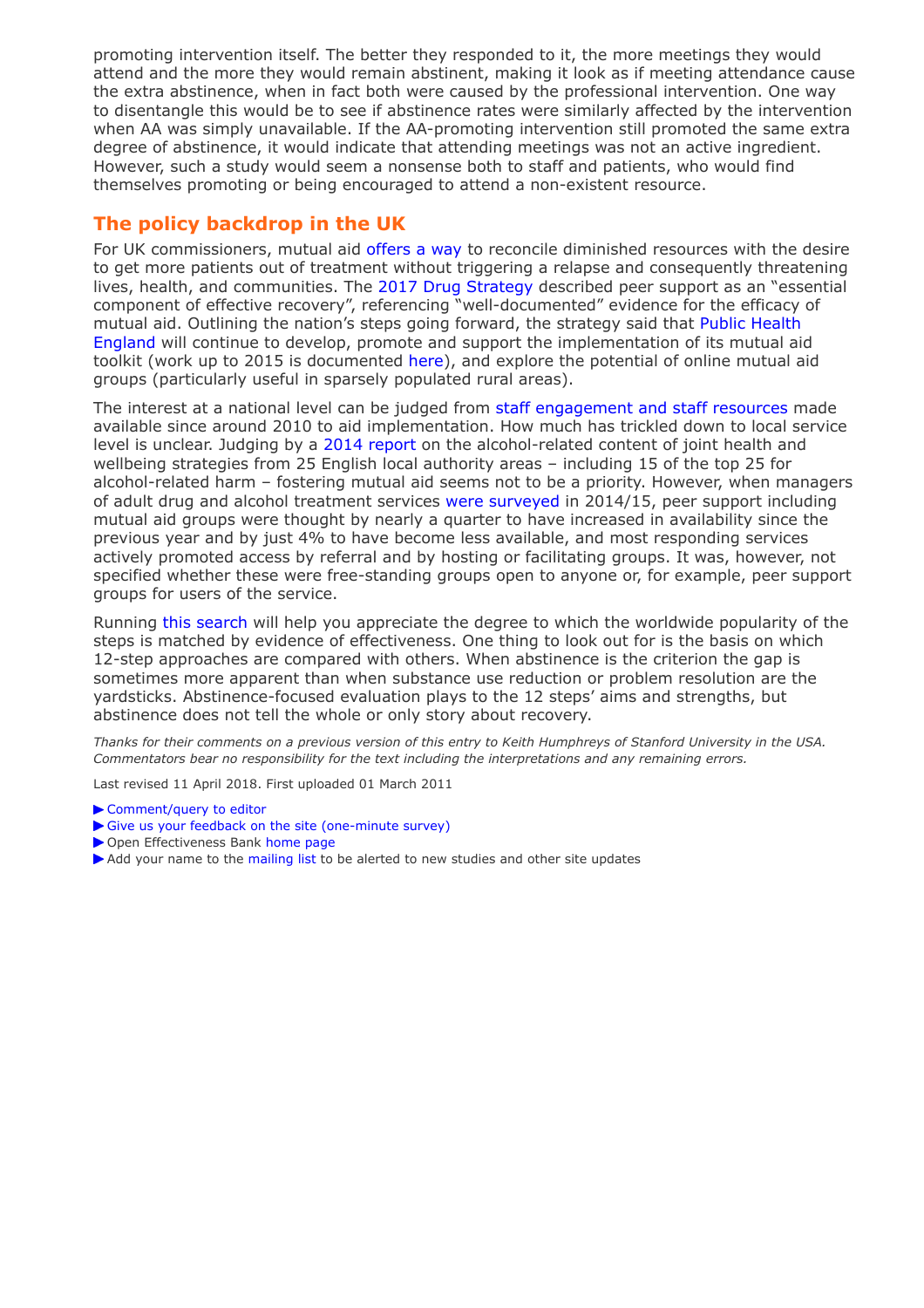promoting intervention itself. The better they responded to it, the more meetings they would attend and the more they would remain abstinent, making it look as if meeting attendance cause the extra abstinence, when in fact both were caused by the professional intervention. One way to disentangle this would be to see if abstinence rates were similarly affected by the intervention when AA was simply unavailable. If the AA-promoting intervention still promoted the same extra degree of abstinence, it would indicate that attending meetings was not an active ingredient. However, such a study would seem a nonsense both to staff and patients, who would find themselves promoting or being encouraged to attend a non-existent resource.

## The policy backdrop in the UK

For UK commissioners, mutual aid offers a way to reconcile diminished resources with the desire to get more patients out of treatment without triggering a relapse and consequently threatening lives, health, and communities. The 2017 Drug Strategy described peer support as an "essential component of effective recovery", referencing "well-documented" evidence for the efficacy of mutual aid. Outlining the nation's steps going forward, the strategy said that Public Health England will continue to develop, promote and support the implementation of its mutual aid toolkit (work up to 2015 is documented here), and explore the potential of online mutual aid groups (particularly useful in sparsely populated rural areas).

The interest at a national level can be judged from staff engagement and staff resources made available since around 2010 to aid implementation. How much has trickled down to local service level is unclear. Judging by a 2014 report on the alcohol-related content of joint health and wellbeing strategies from 25 English local authority areas – including 15 of the top 25 for alcohol-related harm – fostering mutual aid seems not to be a priority. However, when managers of adult drug and alcohol treatment services were surveyed in 2014/15, peer support including mutual aid groups were thought by nearly a quarter to have increased in availability since the previous year and by just 4% to have become less available, and most responding services actively promoted access by referral and by hosting or facilitating groups. It was, however, not specified whether these were free-standing groups open to anyone or, for example, peer support groups for users of the service.

Running this search will help you appreciate the degree to which the worldwide popularity of the steps is matched by evidence of effectiveness. One thing to look out for is the basis on which 12-step approaches are compared with others. When abstinence is the criterion the gap is sometimes more apparent than when substance use reduction or problem resolution are the yardsticks. Abstinence-focused evaluation plays to the 12 steps' aims and strengths, but abstinence does not tell the whole or only story about recovery.

*Thanks for their comments on a previous version of this entry to Keith Humphreys of Stanford University in the USA. Commentators bear no responsibility for the text including the interpretations and any remaining errors.*

Last revised 11 April 2018. First uploaded 01 March 2011

- ▶ Comment/query to editor
- ▶ Give us your feedback on the site (one-minute survey)
- ▶ Open Effectiveness Bank home page
- ▶ Add your name to the mailing list to be alerted to new studies and other site updates